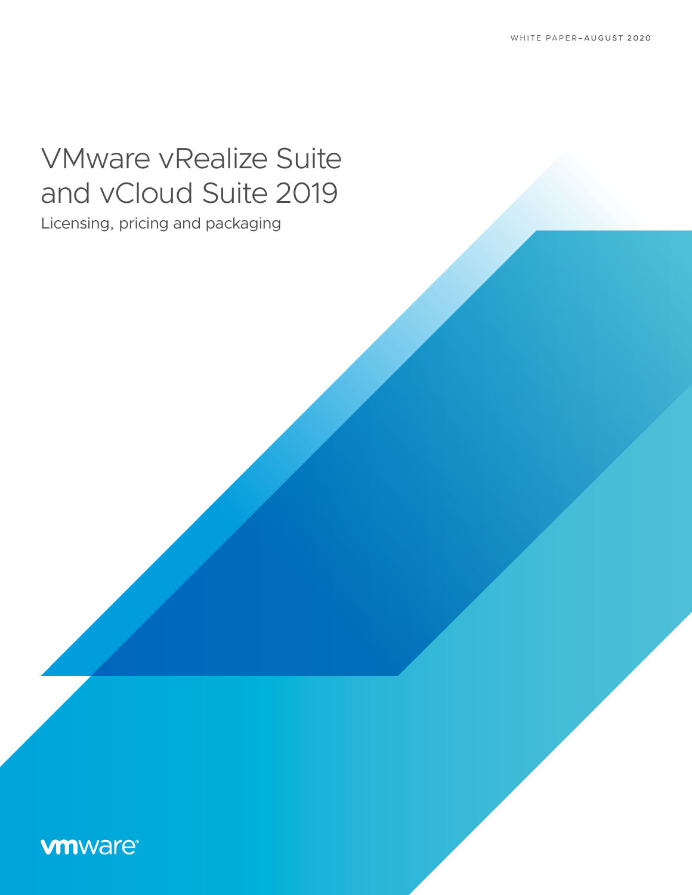WHITE PAPER–AUGUST 2020

# VMware vRealize Suite and vCloud Suite 2019

Licensing, pricing and packaging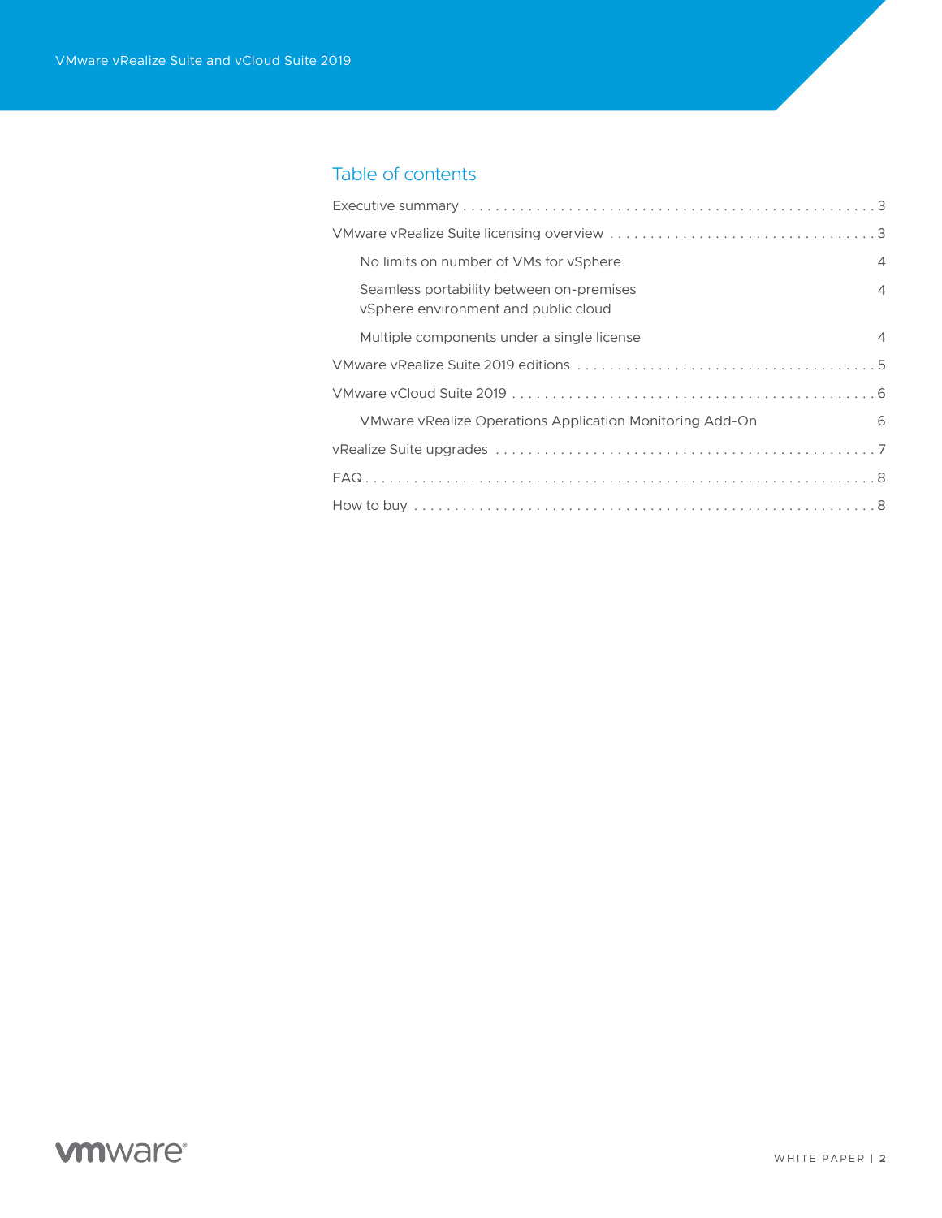## Table of contents

Executive summary . . . . . . . . . . . . . . . . . . . . . . . . . . . . . . . . . . . . . . . . . . . . . . . . . . . 3

VMware vRealize Suite licensing overview . . . . . . . . . . . . . . . . . . . . . . . . . . . . . . . . . 3

- No limits on number of VMs for vSphere 4
- Seamless portability between on-premises vSphere environment and public cloud 4
- Multiple components under a single license 4

VMware vRealize Suite 2019 editions . . . . . . . . . . . . . . . . . . . . . . . . . . . . . . . . . . . . . 5

VMware vCloud Suite 2019 . . . . . . . . . . . . . . . . . . . . . . . . . . . . . . . . . . . . . . . . . . . . . 6

- VMware vRealize Operations Application Monitoring Add-On 6

vRealize Suite upgrades . . . . . . . . . . . . . . . . . . . . . . . . . . . . . . . . . . . . . . . . . . . . . . . 7

FAQ . . . . . . . . . . . . . . . . . . . . . . . . . . . . . . . . . . . . . . . . . . . . . . . . . . . . . . . . . . . . . 8

How to buy . . . . . . . . . . . . . . . . . . . . . . . . . . . . . . . . . . . . . . . . . . . . . . . . . . . . . . . . 8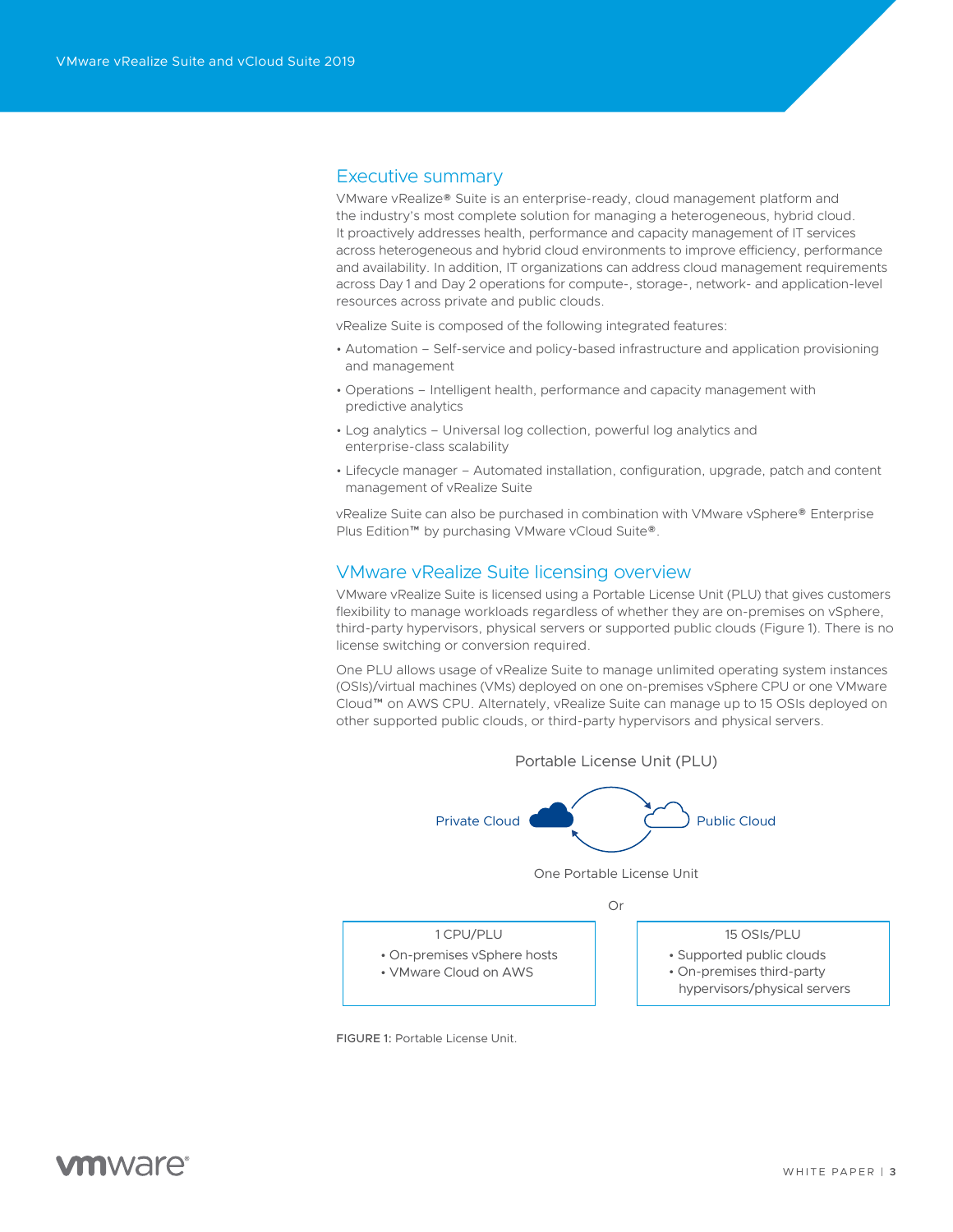## Executive summary

VMware vRealize® Suite is an enterprise-ready, cloud management platform and the industry's most complete solution for managing a heterogeneous, hybrid cloud. It proactively addresses health, performance and capacity management of IT services across heterogeneous and hybrid cloud environments to improve efficiency, performance and availability. In addition, IT organizations can address cloud management requirements across Day 1 and Day 2 operations for compute-, storage-, network- and application-level resources across private and public clouds.

vRealize Suite is composed of the following integrated features:

- Automation – Self-service and policy-based infrastructure and application provisioning and management
- Operations – Intelligent health, performance and capacity management with predictive analytics
- Log analytics – Universal log collection, powerful log analytics and enterprise-class scalability
- Lifecycle manager – Automated installation, configuration, upgrade, patch and content management of vRealize Suite

vRealize Suite can also be purchased in combination with VMware vSphere® Enterprise Plus Edition™ by purchasing VMware vCloud Suite®.

## VMware vRealize Suite licensing overview

VMware vRealize Suite is licensed using a Portable License Unit (PLU) that gives customers flexibility to manage workloads regardless of whether they are on-premises on vSphere, third-party hypervisors, physical servers or supported public clouds (Figure 1). There is no license switching or conversion required.

One PLU allows usage of vRealize Suite to manage unlimited operating system instances (OSIs)/virtual machines (VMs) deployed on one on-premises vSphere CPU or one VMware Cloud™ on AWS CPU. Alternately, vRealize Suite can manage up to 15 OSIs deployed on other supported public clouds, or third-party hypervisors and physical servers.

Portable License Unit (PLU)

Private Cloud ⇄ Public Cloud

One Portable License Unit

Or

| 1 CPU/PLU | 15 OSIs/PLU |
|---|---|
| • On-premises vSphere hosts<br>• VMware Cloud on AWS | • Supported public clouds<br>• On-premises third-party hypervisors/physical servers |

FIGURE 1: Portable License Unit.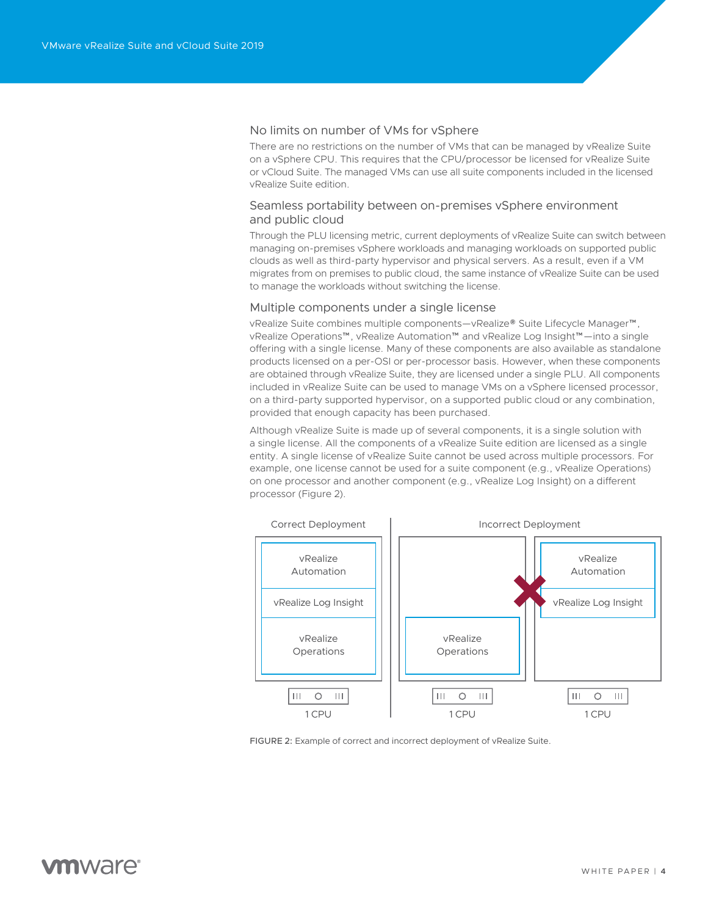## No limits on number of VMs for vSphere

There are no restrictions on the number of VMs that can be managed by vRealize Suite on a vSphere CPU. This requires that the CPU/processor be licensed for vRealize Suite or vCloud Suite. The managed VMs can use all suite components included in the licensed vRealize Suite edition.

## Seamless portability between on-premises vSphere environment and public cloud

Through the PLU licensing metric, current deployments of vRealize Suite can switch between managing on-premises vSphere workloads and managing workloads on supported public clouds as well as third-party hypervisor and physical servers. As a result, even if a VM migrates from on premises to public cloud, the same instance of vRealize Suite can be used to manage the workloads without switching the license.

## Multiple components under a single license

vRealize Suite combines multiple components—vRealize® Suite Lifecycle Manager™, vRealize Operations™, vRealize Automation™ and vRealize Log Insight™—into a single offering with a single license. Many of these components are also available as standalone products licensed on a per-OSI or per-processor basis. However, when these components are obtained through vRealize Suite, they are licensed under a single PLU. All components included in vRealize Suite can be used to manage VMs on a vSphere licensed processor, on a third-party supported hypervisor, on a supported public cloud or any combination, provided that enough capacity has been purchased.

Although vRealize Suite is made up of several components, it is a single solution with a single license. All the components of a vRealize Suite edition are licensed as a single entity. A single license of vRealize Suite cannot be used across multiple processors. For example, one license cannot be used for a suite component (e.g., vRealize Operations) on one processor and another component (e.g., vRealize Log Insight) on a different processor (Figure 2).

Correct Deployment | Incorrect Deployment

vRealize Automation, vRealize Log Insight, vRealize Operations — 1 CPU | vRealize Operations — 1 CPU | vRealize Automation, vRealize Log Insight — 1 CPU

FIGURE 2: Example of correct and incorrect deployment of vRealize Suite.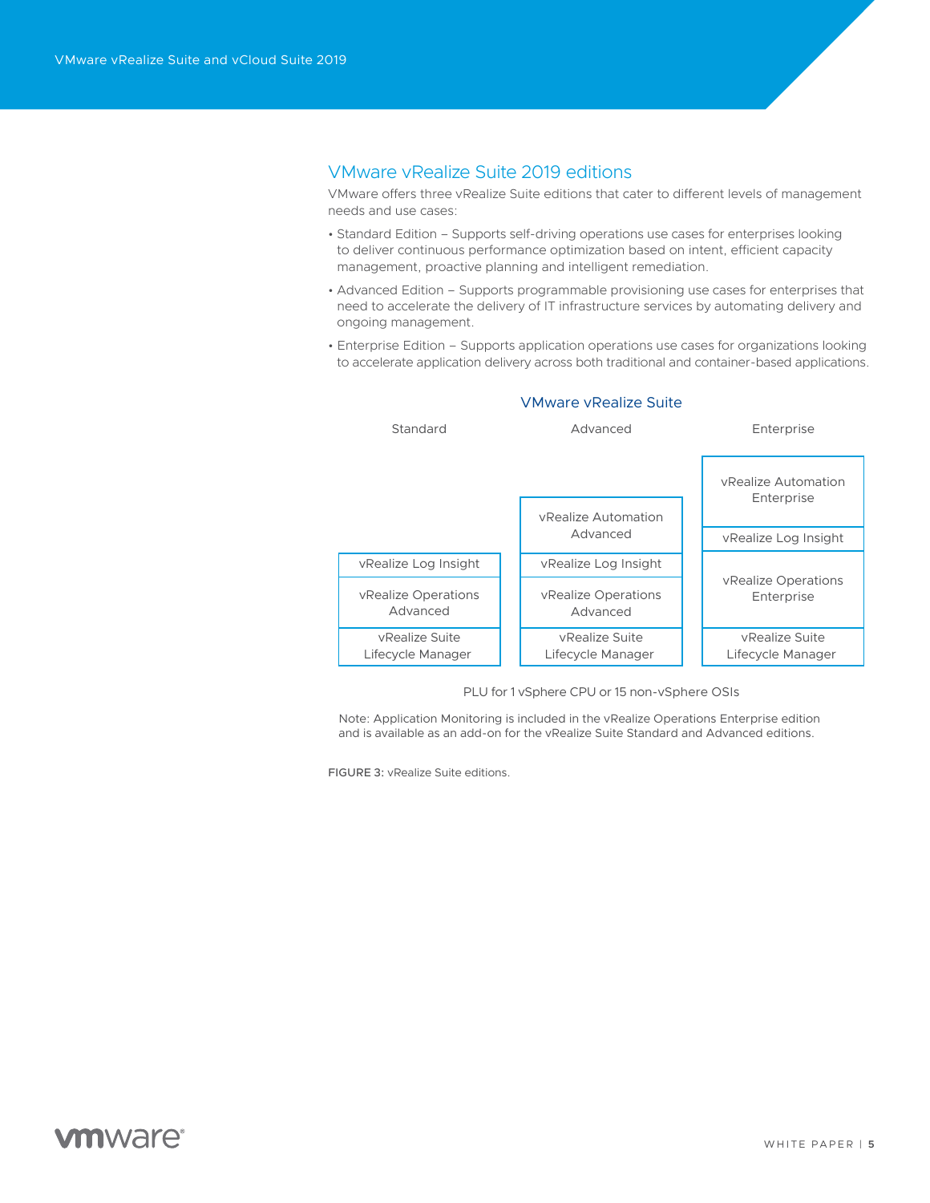## VMware vRealize Suite 2019 editions

VMware offers three vRealize Suite editions that cater to different levels of management needs and use cases:

- Standard Edition – Supports self-driving operations use cases for enterprises looking to deliver continuous performance optimization based on intent, efficient capacity management, proactive planning and intelligent remediation.
- Advanced Edition – Supports programmable provisioning use cases for enterprises that need to accelerate the delivery of IT infrastructure services by automating delivery and ongoing management.
- Enterprise Edition – Supports application operations use cases for organizations looking to accelerate application delivery across both traditional and container-based applications.

**VMware vRealize Suite**

| Standard | Advanced | Enterprise |
|---|---|---|
| | | vRealize Automation Enterprise |
| | vRealize Automation Advanced | vRealize Log Insight |
| vRealize Log Insight | vRealize Log Insight | vRealize Operations Enterprise |
| vRealize Operations Advanced | vRealize Operations Advanced | |
| vRealize Suite Lifecycle Manager | vRealize Suite Lifecycle Manager | vRealize Suite Lifecycle Manager |

PLU for 1 vSphere CPU or 15 non-vSphere OSIs

Note: Application Monitoring is included in the vRealize Operations Enterprise edition and is available as an add-on for the vRealize Suite Standard and Advanced editions.

FIGURE 3: vRealize Suite editions.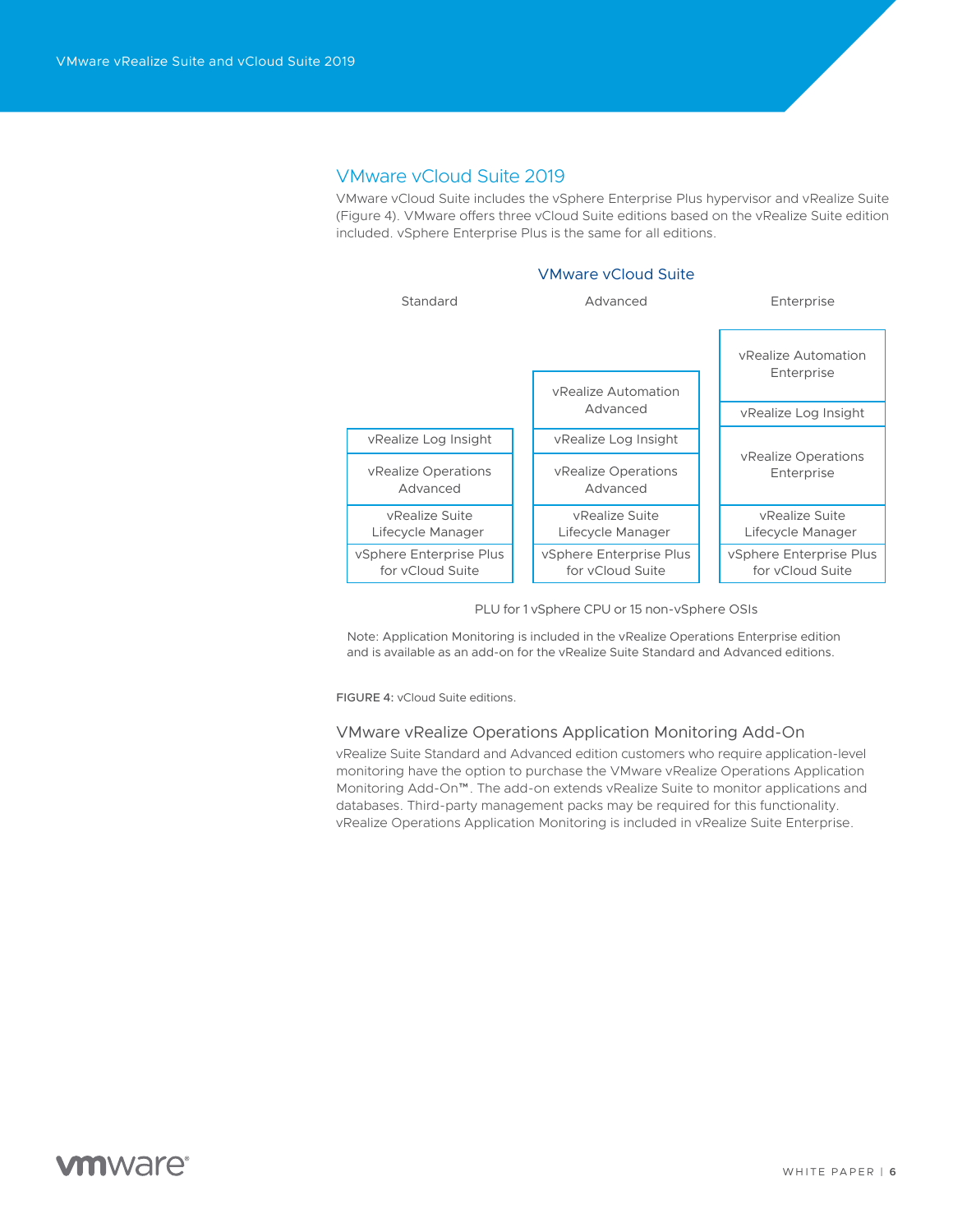## VMware vCloud Suite 2019

VMware vCloud Suite includes the vSphere Enterprise Plus hypervisor and vRealize Suite (Figure 4). VMware offers three vCloud Suite editions based on the vRealize Suite edition included. vSphere Enterprise Plus is the same for all editions.

**VMware vCloud Suite**

| Standard | Advanced | Enterprise |
| --- | --- | --- |
| | vRealize Automation Advanced | vRealize Automation Enterprise |
| vRealize Log Insight | vRealize Log Insight | vRealize Log Insight |
| vRealize Operations Advanced | vRealize Operations Advanced | vRealize Operations Enterprise |
| vRealize Suite Lifecycle Manager | vRealize Suite Lifecycle Manager | vRealize Suite Lifecycle Manager |
| vSphere Enterprise Plus for vCloud Suite | vSphere Enterprise Plus for vCloud Suite | vSphere Enterprise Plus for vCloud Suite |

PLU for 1 vSphere CPU or 15 non-vSphere OSIs

Note: Application Monitoring is included in the vRealize Operations Enterprise edition and is available as an add-on for the vRealize Suite Standard and Advanced editions.

FIGURE 4: vCloud Suite editions.

### VMware vRealize Operations Application Monitoring Add-On

vRealize Suite Standard and Advanced edition customers who require application-level monitoring have the option to purchase the VMware vRealize Operations Application Monitoring Add-On™. The add-on extends vRealize Suite to monitor applications and databases. Third-party management packs may be required for this functionality. vRealize Operations Application Monitoring is included in vRealize Suite Enterprise.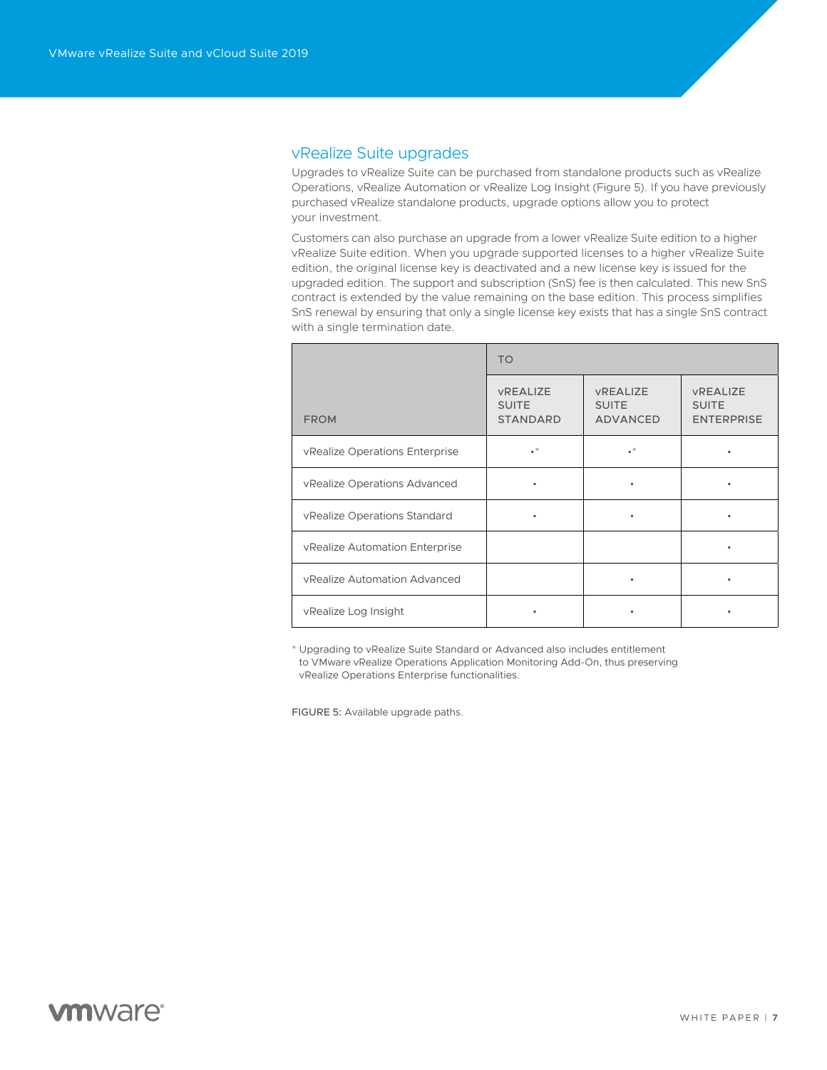## vRealize Suite upgrades

Upgrades to vRealize Suite can be purchased from standalone products such as vRealize Operations, vRealize Automation or vRealize Log Insight (Figure 5). If you have previously purchased vRealize standalone products, upgrade options allow you to protect your investment.

Customers can also purchase an upgrade from a lower vRealize Suite edition to a higher vRealize Suite edition. When you upgrade supported licenses to a higher vRealize Suite edition, the original license key is deactivated and a new license key is issued for the upgraded edition. The support and subscription (SnS) fee is then calculated. This new SnS contract is extended by the value remaining on the base edition. This process simplifies SnS renewal by ensuring that only a single license key exists that has a single SnS contract with a single termination date.

| | TO | | |
|---|---|---|---|
| FROM | vREALIZE SUITE STANDARD | vREALIZE SUITE ADVANCED | vREALIZE SUITE ENTERPRISE |
| vRealize Operations Enterprise | •* | •* | • |
| vRealize Operations Advanced | • | • | • |
| vRealize Operations Standard | • | • | • |
| vRealize Automation Enterprise | | | • |
| vRealize Automation Advanced | | • | • |
| vRealize Log Insight | • | • | • |

* Upgrading to vRealize Suite Standard or Advanced also includes entitlement to VMware vRealize Operations Application Monitoring Add-On, thus preserving vRealize Operations Enterprise functionalities.

FIGURE 5: Available upgrade paths.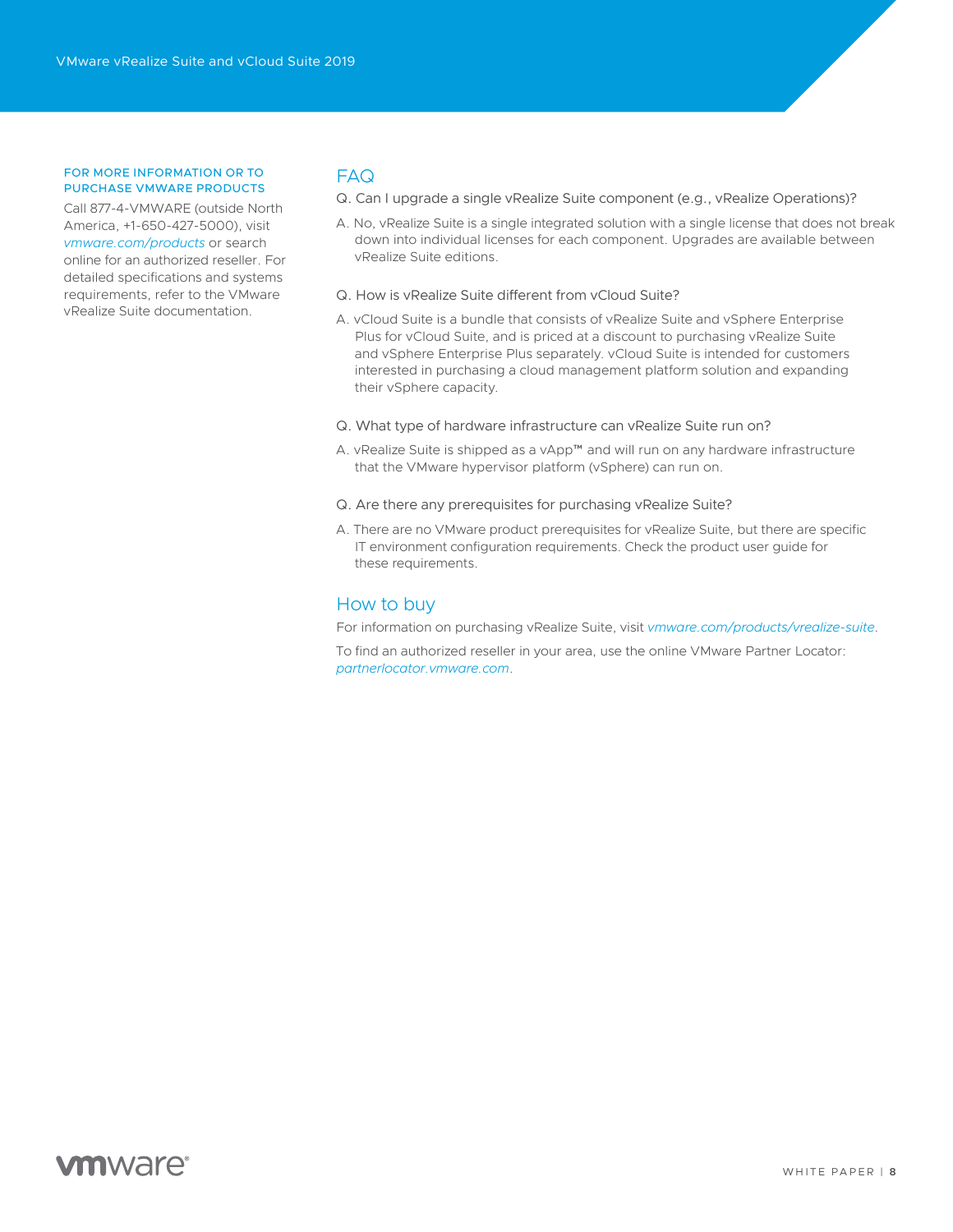**FOR MORE INFORMATION OR TO PURCHASE VMWARE PRODUCTS**

Call 877-4-VMWARE (outside North America, +1-650-427-5000), visit *vmware.com/products* or search online for an authorized reseller. For detailed specifications and systems requirements, refer to the VMware vRealize Suite documentation.

## FAQ

Q. Can I upgrade a single vRealize Suite component (e.g., vRealize Operations)?

A. No, vRealize Suite is a single integrated solution with a single license that does not break down into individual licenses for each component. Upgrades are available between vRealize Suite editions.

Q. How is vRealize Suite different from vCloud Suite?

A. vCloud Suite is a bundle that consists of vRealize Suite and vSphere Enterprise Plus for vCloud Suite, and is priced at a discount to purchasing vRealize Suite and vSphere Enterprise Plus separately. vCloud Suite is intended for customers interested in purchasing a cloud management platform solution and expanding their vSphere capacity.

Q. What type of hardware infrastructure can vRealize Suite run on?

A. vRealize Suite is shipped as a vApp™ and will run on any hardware infrastructure that the VMware hypervisor platform (vSphere) can run on.

Q. Are there any prerequisites for purchasing vRealize Suite?

A. There are no VMware product prerequisites for vRealize Suite, but there are specific IT environment configuration requirements. Check the product user guide for these requirements.

## How to buy

For information on purchasing vRealize Suite, visit *vmware.com/products/vrealize-suite*.

To find an authorized reseller in your area, use the online VMware Partner Locator: *partnerlocator.vmware.com*.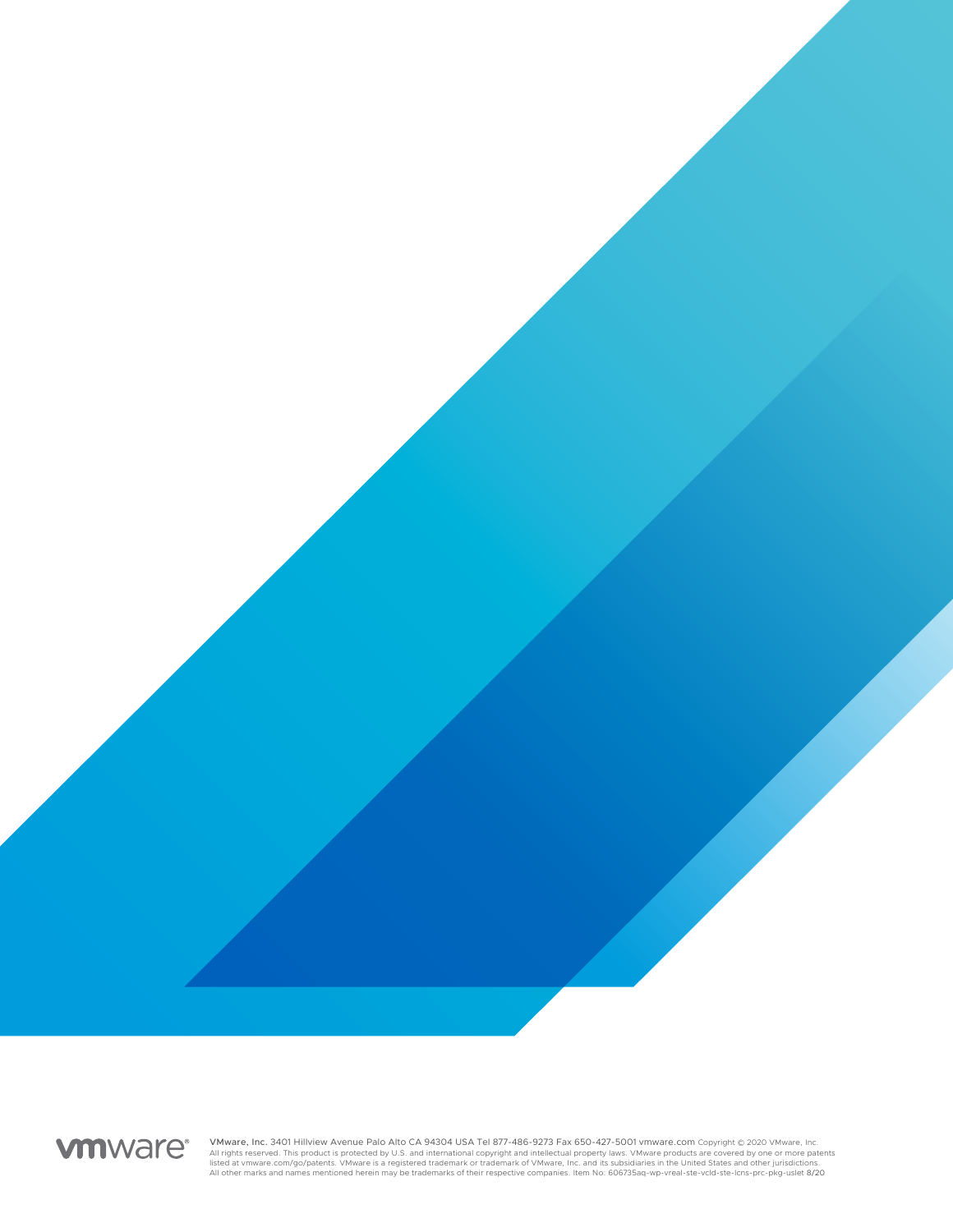**VMware, Inc.** 3401 Hillview Avenue Palo Alto CA 94304 USA Tel 877-486-9273 Fax 650-427-5001 vmware.com Copyright © 2020 VMware, Inc. All rights reserved. This product is protected by U.S. and international copyright and intellectual property laws. VMware products are covered by one or more patents listed at vmware.com/go/patents. VMware is a registered trademark or trademark of VMware, Inc. and its subsidiaries in the United States and other jurisdictions. All other marks and names mentioned herein may be trademarks of their respective companies. Item No: 606735aq-wp-vreal-ste-vcld-ste-lcns-prc-pkg-uslet 8/20